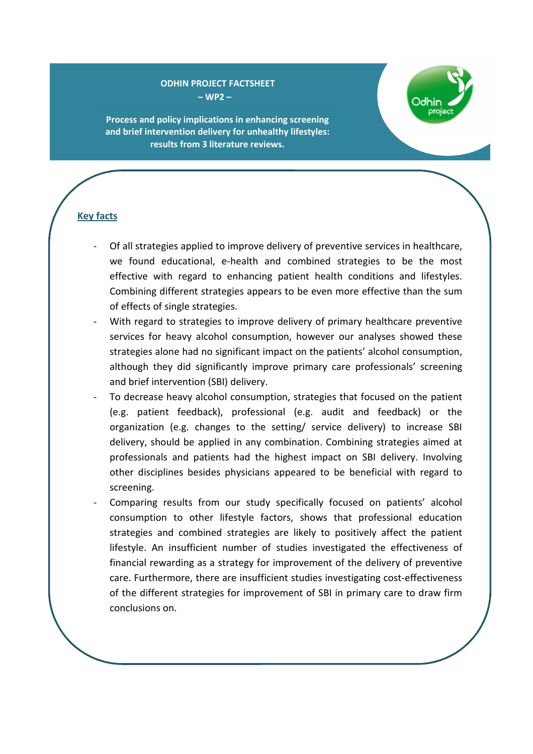**ODHIN PROJECT FACTSHEET**
**– WP2 –**

**Process and policy implications in enhancing screening and brief intervention delivery for unhealthy lifestyles: results from 3 literature reviews.**

## Key facts

- Of all strategies applied to improve delivery of preventive services in healthcare, we found educational, e-health and combined strategies to be the most effective with regard to enhancing patient health conditions and lifestyles. Combining different strategies appears to be even more effective than the sum of effects of single strategies.
- With regard to strategies to improve delivery of primary healthcare preventive services for heavy alcohol consumption, however our analyses showed these strategies alone had no significant impact on the patients' alcohol consumption, although they did significantly improve primary care professionals' screening and brief intervention (SBI) delivery.
- To decrease heavy alcohol consumption, strategies that focused on the patient (e.g. patient feedback), professional (e.g. audit and feedback) or the organization (e.g. changes to the setting/ service delivery) to increase SBI delivery, should be applied in any combination. Combining strategies aimed at professionals and patients had the highest impact on SBI delivery. Involving other disciplines besides physicians appeared to be beneficial with regard to screening.
- Comparing results from our study specifically focused on patients' alcohol consumption to other lifestyle factors, shows that professional education strategies and combined strategies are likely to positively affect the patient lifestyle. An insufficient number of studies investigated the effectiveness of financial rewarding as a strategy for improvement of the delivery of preventive care. Furthermore, there are insufficient studies investigating cost-effectiveness of the different strategies for improvement of SBI in primary care to draw firm conclusions on.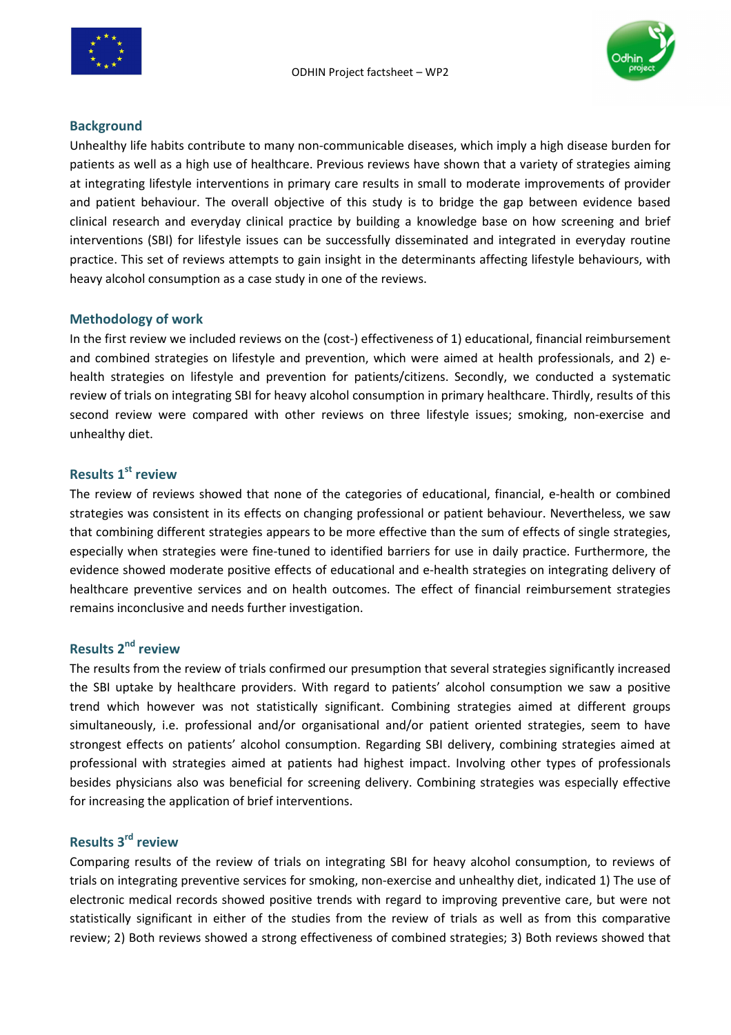## Background

Unhealthy life habits contribute to many non-communicable diseases, which imply a high disease burden for patients as well as a high use of healthcare. Previous reviews have shown that a variety of strategies aiming at integrating lifestyle interventions in primary care results in small to moderate improvements of provider and patient behaviour. The overall objective of this study is to bridge the gap between evidence based clinical research and everyday clinical practice by building a knowledge base on how screening and brief interventions (SBI) for lifestyle issues can be successfully disseminated and integrated in everyday routine practice. This set of reviews attempts to gain insight in the determinants affecting lifestyle behaviours, with heavy alcohol consumption as a case study in one of the reviews.

## Methodology of work

In the first review we included reviews on the (cost-) effectiveness of 1) educational, financial reimbursement and combined strategies on lifestyle and prevention, which were aimed at health professionals, and 2) e-health strategies on lifestyle and prevention for patients/citizens. Secondly, we conducted a systematic review of trials on integrating SBI for heavy alcohol consumption in primary healthcare. Thirdly, results of this second review were compared with other reviews on three lifestyle issues; smoking, non-exercise and unhealthy diet.

## Results 1st review

The review of reviews showed that none of the categories of educational, financial, e-health or combined strategies was consistent in its effects on changing professional or patient behaviour. Nevertheless, we saw that combining different strategies appears to be more effective than the sum of effects of single strategies, especially when strategies were fine-tuned to identified barriers for use in daily practice. Furthermore, the evidence showed moderate positive effects of educational and e-health strategies on integrating delivery of healthcare preventive services and on health outcomes. The effect of financial reimbursement strategies remains inconclusive and needs further investigation.

## Results 2nd review

The results from the review of trials confirmed our presumption that several strategies significantly increased the SBI uptake by healthcare providers. With regard to patients' alcohol consumption we saw a positive trend which however was not statistically significant. Combining strategies aimed at different groups simultaneously, i.e. professional and/or organisational and/or patient oriented strategies, seem to have strongest effects on patients' alcohol consumption. Regarding SBI delivery, combining strategies aimed at professional with strategies aimed at patients had highest impact. Involving other types of professionals besides physicians also was beneficial for screening delivery. Combining strategies was especially effective for increasing the application of brief interventions.

## Results 3rd review

Comparing results of the review of trials on integrating SBI for heavy alcohol consumption, to reviews of trials on integrating preventive services for smoking, non-exercise and unhealthy diet, indicated 1) The use of electronic medical records showed positive trends with regard to improving preventive care, but were not statistically significant in either of the studies from the review of trials as well as from this comparative review; 2) Both reviews showed a strong effectiveness of combined strategies; 3) Both reviews showed that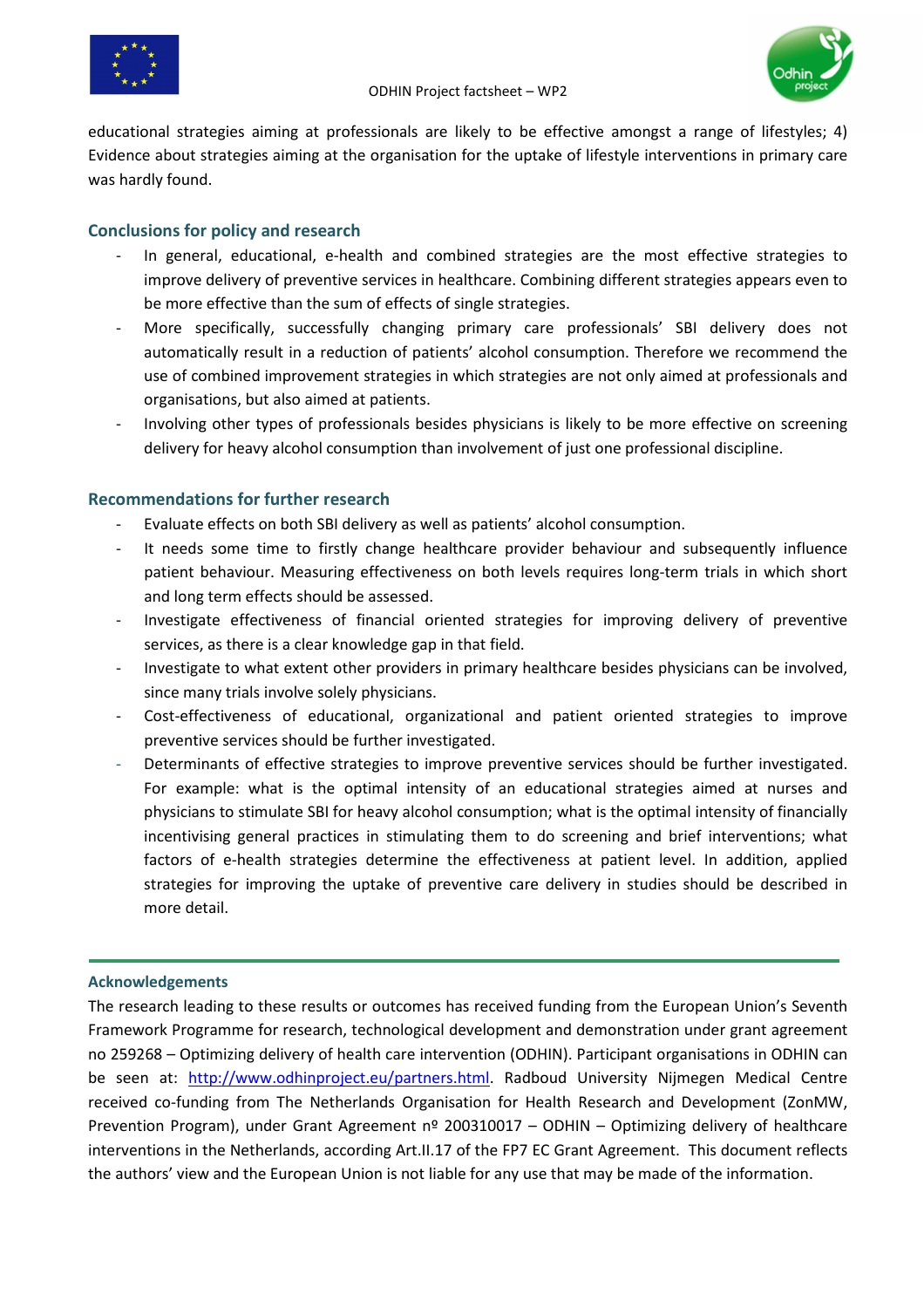educational strategies aiming at professionals are likely to be effective amongst a range of lifestyles; 4) Evidence about strategies aiming at the organisation for the uptake of lifestyle interventions in primary care was hardly found.

## Conclusions for policy and research

- In general, educational, e-health and combined strategies are the most effective strategies to improve delivery of preventive services in healthcare. Combining different strategies appears even to be more effective than the sum of effects of single strategies.
- More specifically, successfully changing primary care professionals' SBI delivery does not automatically result in a reduction of patients' alcohol consumption. Therefore we recommend the use of combined improvement strategies in which strategies are not only aimed at professionals and organisations, but also aimed at patients.
- Involving other types of professionals besides physicians is likely to be more effective on screening delivery for heavy alcohol consumption than involvement of just one professional discipline.

## Recommendations for further research

- Evaluate effects on both SBI delivery as well as patients' alcohol consumption.
- It needs some time to firstly change healthcare provider behaviour and subsequently influence patient behaviour. Measuring effectiveness on both levels requires long-term trials in which short and long term effects should be assessed.
- Investigate effectiveness of financial oriented strategies for improving delivery of preventive services, as there is a clear knowledge gap in that field.
- Investigate to what extent other providers in primary healthcare besides physicians can be involved, since many trials involve solely physicians.
- Cost-effectiveness of educational, organizational and patient oriented strategies to improve preventive services should be further investigated.
- Determinants of effective strategies to improve preventive services should be further investigated. For example: what is the optimal intensity of an educational strategies aimed at nurses and physicians to stimulate SBI for heavy alcohol consumption; what is the optimal intensity of financially incentivising general practices in stimulating them to do screening and brief interventions; what factors of e-health strategies determine the effectiveness at patient level. In addition, applied strategies for improving the uptake of preventive care delivery in studies should be described in more detail.

---

### Acknowledgements

The research leading to these results or outcomes has received funding from the European Union's Seventh Framework Programme for research, technological development and demonstration under grant agreement no 259268 – Optimizing delivery of health care intervention (ODHIN). Participant organisations in ODHIN can be seen at: http://www.odhinproject.eu/partners.html. Radboud University Nijmegen Medical Centre received co-funding from The Netherlands Organisation for Health Research and Development (ZonMW, Prevention Program), under Grant Agreement nº 200310017 – ODHIN – Optimizing delivery of healthcare interventions in the Netherlands, according Art.II.17 of the FP7 EC Grant Agreement. This document reflects the authors' view and the European Union is not liable for any use that may be made of the information.